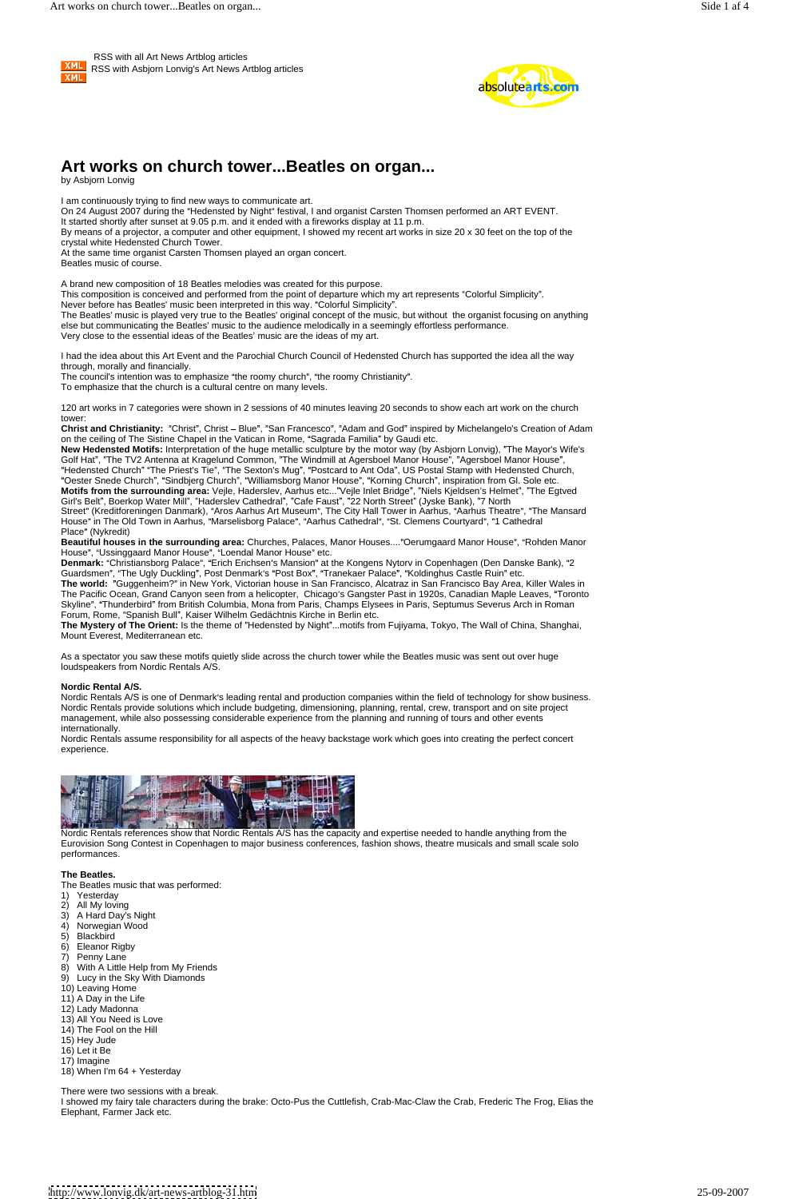RSS with all Art News Artblog articles
RSS with Asbjorn Lonvig's Art News Artblog articles

# Art works on church tower...Beatles on organ...

by Asbjorn Lonvig

I am continuously trying to find new ways to communicate art.
On 24 August 2007 during the "Hedensted by Night" festival, I and organist Carsten Thomsen performed an ART EVENT.
It started shortly after sunset at 9.05 p.m. and it ended with a fireworks display at 11 p.m.
By means of a projector, a computer and other equipment, I showed my recent art works in size 20 x 30 feet on the top of the crystal white Hedensted Church Tower.
At the same time organist Carsten Thomsen played an organ concert.
Beatles music of course.

A brand new composition of 18 Beatles melodies was created for this purpose.
This composition is conceived and performed from the point of departure which my art represents "Colorful Simplicity".
Never before has Beatles' music been interpreted in this way. "Colorful Simplicity".
The Beatles' music is played very true to the Beatles' original concept of the music, but without the organist focusing on anything else but communicating the Beatles' music to the audience melodically in a seemingly effortless performance.
Very close to the essential ideas of the Beatles' music are the ideas of my art.

I had the idea about this Art Event and the Parochial Church Council of Hedensted Church has supported the idea all the way through, morally and financially.
The council's intention was to emphasize "the roomy church", "the roomy Christianity".
To emphasize that the church is a cultural centre on many levels.

120 art works in 7 categories were shown in 2 sessions of 40 minutes leaving 20 seconds to show each art work on the church tower:
**Christ and Christianity:** "Christ", Christ – Blue", "San Francesco", "Adam and God" inspired by Michelangelo's Creation of Adam on the ceiling of The Sistine Chapel in the Vatican in Rome, "Sagrada Familia" by Gaudi etc.
**New Hedensted Motifs:** Interpretation of the huge metallic sculpture by the motor way (by Asbjorn Lonvig), "The Mayor's Wife's Golf Hat", "The TV2 Antenna at Kragelund Common, "The Windmill at Agersboel Manor House", "Agersboel Manor House", "Hedensted Church" "The Priest's Tie", "The Sexton's Mug", "Postcard to Ant Oda", US Postal Stamp with Hedensted Church, "Oester Snede Church", "Sindbjerg Church", "Williamsborg Manor House", "Korning Church", inspiration from Gl. Sole etc.
**Motifs from the surrounding area:** Vejle, Haderslev, Aarhus etc..."Vejle Inlet Bridge", "Niels Kjeldsen's Helmet", "The Egtved Girl's Belt", Boerkop Water Mill", "Haderslev Cathedral", "Cafe Faust", "22 North Street" (Jyske Bank), "7 North Street" (Kreditforeningen Danmark), "Aros Aarhus Art Museum", The City Hall Tower in Aarhus, "Aarhus Theatre", "The Mansard House" in The Old Town in Aarhus, "Marselisborg Palace", "Aarhus Cathedral", "St. Clemens Courtyard", "1 Cathedral Place" (Nykredit)
**Beautiful houses in the surrounding area:** Churches, Palaces, Manor Houses...."Oerumgaard Manor House", "Rohden Manor House", "Ussinggaard Manor House", "Loendal Manor House" etc.
**Denmark:** "Christiansborg Palace", "Erich Erichsen's Mansion" at the Kongens Nytorv in Copenhagen (Den Danske Bank), "2 Guardsmen", "The Ugly Duckling", Post Denmark's "Post Box", "Tranekaer Palace", "Koldinghus Castle Ruin" etc.
**The world:** "Guggenheim?" in New York, Victorian house in San Francisco, Alcatraz in San Francisco Bay Area, Killer Wales in The Pacific Ocean, Grand Canyon seen from a helicopter, Chicago's Gangster Past in 1920s, Canadian Maple Leaves, "Toronto Skyline", "Thunderbird" from British Columbia, Mona from Paris, Champs Elysees in Paris, Septumus Severus Arch in Roman Forum, Rome, "Spanish Bull", Kaiser Wilhelm Gedächtnis Kirche in Berlin etc.
**The Mystery of The Orient:** Is the theme of "Hedensted by Night"...motifs from Fujiyama, Tokyo, The Wall of China, Shanghai, Mount Everest, Mediterranean etc.

As a spectator you saw these motifs quietly slide across the church tower while the Beatles music was sent out over huge loudspeakers from Nordic Rentals A/S.

**Nordic Rental A/S.**
Nordic Rentals A/S is one of Denmark's leading rental and production companies within the field of technology for show business. Nordic Rentals provide solutions which include budgeting, dimensioning, planning, rental, crew, transport and on site project management, while also possessing considerable experience from the planning and running of tours and other events internationally.
Nordic Rentals assume responsibility for all aspects of the heavy backstage work which goes into creating the perfect concert experience.

Nordic Rentals references show that Nordic Rentals A/S has the capacity and expertise needed to handle anything from the Eurovision Song Contest in Copenhagen to major business conferences, fashion shows, theatre musicals and small scale solo performances.

**The Beatles.**
The Beatles music that was performed:
1) Yesterday
2) All My loving
3) A Hard Day's Night
4) Norwegian Wood
5) Blackbird
6) Eleanor Rigby
7) Penny Lane
8) With A Little Help from My Friends
9) Lucy in the Sky With Diamonds
10) Leaving Home
11) A Day in the Life
12) Lady Madonna
13) All You Need is Love
14) The Fool on the Hill
15) Hey Jude
16) Let it Be
17) Imagine
18) When I'm 64 + Yesterday

There were two sessions with a break.
I showed my fairy tale characters during the brake: Octo-Pus the Cuttlefish, Crab-Mac-Claw the Crab, Frederic The Frog, Elias the Elephant, Farmer Jack etc.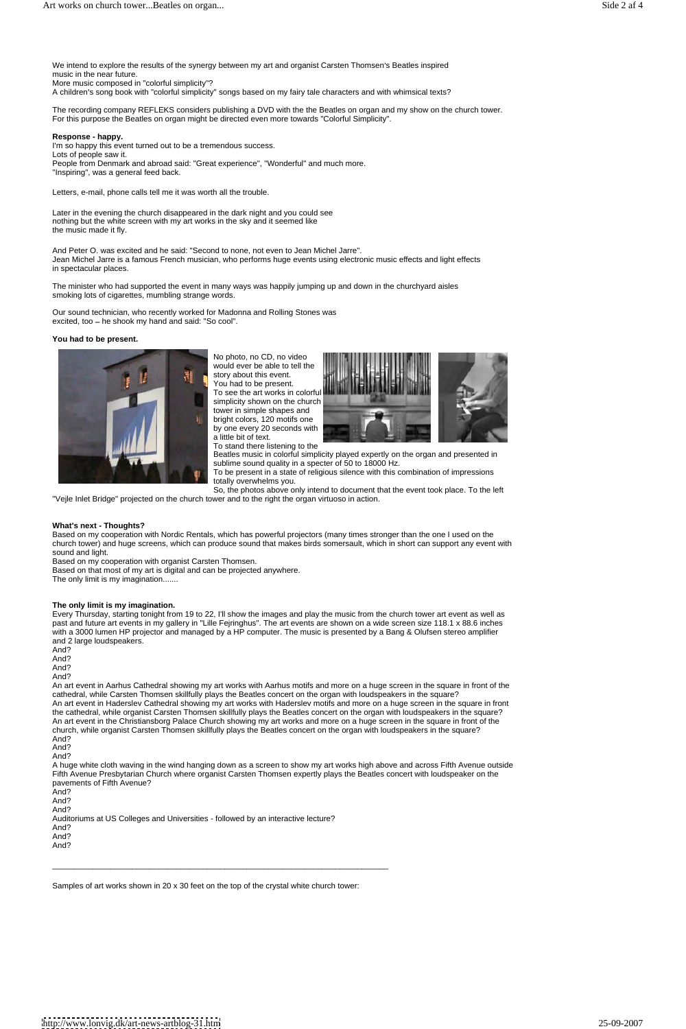We intend to explore the results of the synergy between my art and organist Carsten Thomsen's Beatles inspired music in the near future.
More music composed in "colorful simplicity"?
A children's song book with "colorful simplicity" songs based on my fairy tale characters and with whimsical texts?

The recording company REFLEKS considers publishing a DVD with the the Beatles on organ and my show on the church tower. For this purpose the Beatles on organ might be directed even more towards "Colorful Simplicity".

**Response - happy.**
I'm so happy this event turned out to be a tremendous success.
Lots of people saw it.
People from Denmark and abroad said: "Great experience", "Wonderful" and much more.
"Inspiring", was a general feed back.

Letters, e-mail, phone calls tell me it was worth all the trouble.

Later in the evening the church disappeared in the dark night and you could see nothing but the white screen with my art works in the sky and it seemed like the music made it fly.

And Peter O. was excited and he said: "Second to none, not even to Jean Michel Jarre".
Jean Michel Jarre is a famous French musician, who performs huge events using electronic music effects and light effects in spectacular places.

The minister who had supported the event in many ways was happily jumping up and down in the churchyard aisles smoking lots of cigarettes, mumbling strange words.

Our sound technician, who recently worked for Madonna and Rolling Stones was excited, too – he shook my hand and said: "So cool".

**You had to be present.**

No photo, no CD, no video would ever be able to tell the story about this event.
You had to be present.
To see the art works in colorful simplicity shown on the church tower in simple shapes and bright colors, 120 motifs one by one every 20 seconds with a little bit of text.
To stand there listening to the Beatles music in colorful simplicity played expertly on the organ and presented in sublime sound quality in a specter of 50 to 18000 Hz.
To be present in a state of religious silence with this combination of impressions totally overwhelms you.
So, the photos above only intend to document that the event took place. To the left "Vejle Inlet Bridge" projected on the church tower and to the right the organ virtuoso in action.

**What's next - Thoughts?**
Based on my cooperation with Nordic Rentals, which has powerful projectors (many times stronger than the one I used on the church tower) and huge screens, which can produce sound that makes birds somersault, which in short can support any event with sound and light.
Based on my cooperation with organist Carsten Thomsen.
Based on that most of my art is digital and can be projected anywhere.
The only limit is my imagination.......

**The only limit is my imagination.**
Every Thursday, starting tonight from 19 to 22, I'll show the images and play the music from the church tower art event as well as past and future art events in my gallery in "Lille Fejringhus". The art events are shown on a wide screen size 118.1 x 88.6 inches with a 3000 lumen HP projector and managed by a HP computer. The music is presented by a Bang & Olufsen stereo amplifier and 2 large loudspeakers.
And?
And?
And?
And?
An art event in Aarhus Cathedral showing my art works with Aarhus motifs and more on a huge screen in the square in front of the cathedral, while Carsten Thomsen skillfully plays the Beatles concert on the organ with loudspeakers in the square?
An art event in Haderslev Cathedral showing my art works with Haderslev motifs and more on a huge screen in the square in front the cathedral, while organist Carsten Thomsen skillfully plays the Beatles concert on the organ with loudspeakers in the square?
An art event in the Christiansborg Palace Church showing my art works and more on a huge screen in the square in front of the church, while organist Carsten Thomsen skillfully plays the Beatles concert on the organ with loudspeakers in the square?
And?
And?
And?
A huge white cloth waving in the wind hanging down as a screen to show my art works high above and across Fifth Avenue outside Fifth Avenue Presbyterian Church where organist Carsten Thomsen expertly plays the Beatles concert with loudspeaker on the pavements of Fifth Avenue?
And?
And?
And?
Auditoriums at US Colleges and Universities - followed by an interactive lecture?
And?
And?
And?

---

Samples of art works shown in 20 x 30 feet on the top of the crystal white church tower: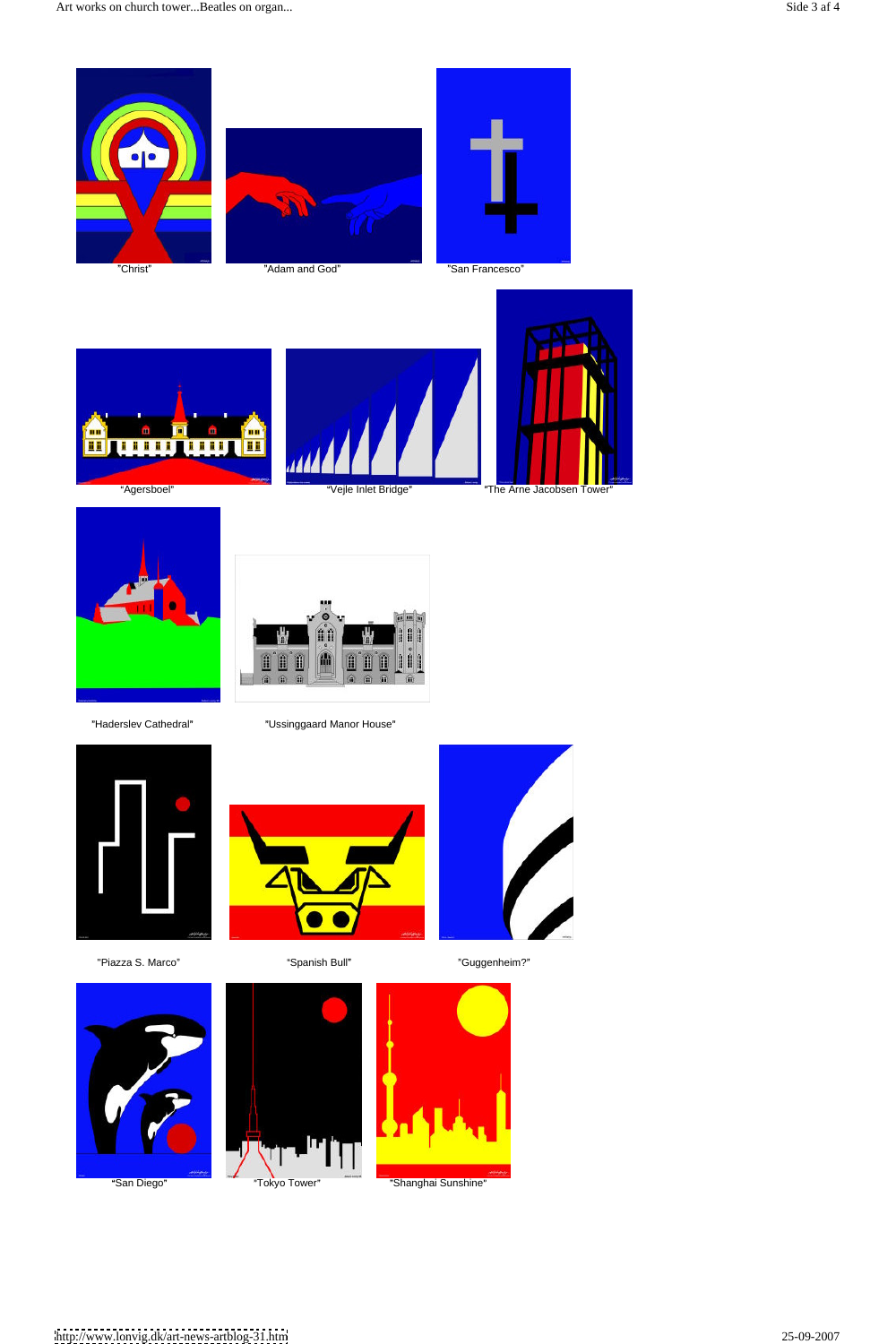"Christ" "Adam and God" "San Francesco"

"Agersboel" "Vejle Inlet Bridge" "The Arne Jacobsen Tower"

"Haderslev Cathedral" "Ussinggaard Manor House"

"Piazza S. Marco" "Spanish Bull" "Guggenheim?"

"San Diego" "Tokyo Tower" "Shanghai Sunshine"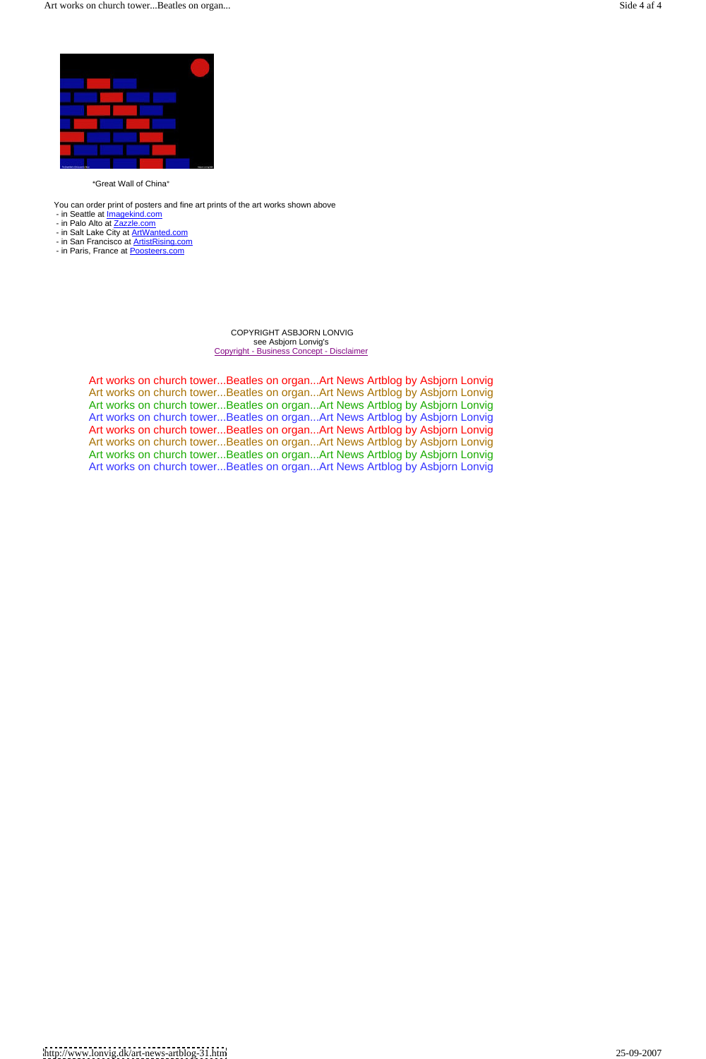"Great Wall of China"

You can order print of posters and fine art prints of the art works shown above
- in Seattle at Imagekind.com
- in Palo Alto at Zazzle.com
- in Salt Lake City at ArtWanted.com
- in San Francisco at ArtistRising.com
- in Paris, France at Poosteers.com

COPYRIGHT ASBJORN LONVIG
see Asbjorn Lonvig's
Copyright - Business Concept - Disclaimer

Art works on church tower...Beatles on organ...Art News Artblog by Asbjorn Lonvig
Art works on church tower...Beatles on organ...Art News Artblog by Asbjorn Lonvig
Art works on church tower...Beatles on organ...Art News Artblog by Asbjorn Lonvig
Art works on church tower...Beatles on organ...Art News Artblog by Asbjorn Lonvig
Art works on church tower...Beatles on organ...Art News Artblog by Asbjorn Lonvig
Art works on church tower...Beatles on organ...Art News Artblog by Asbjorn Lonvig
Art works on church tower...Beatles on organ...Art News Artblog by Asbjorn Lonvig
Art works on church tower...Beatles on organ...Art News Artblog by Asbjorn Lonvig